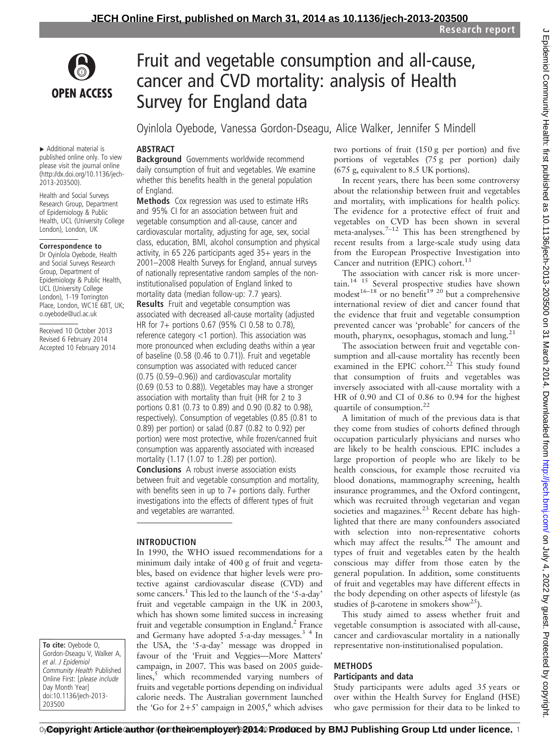# Fruit and vegetable consumption and all-cause, cancer and CVD mortality: analysis of Health Survey for England data

Oyinlola Oyebode, Vanessa Gordon-Dseagu, Alice Walker, Jennifer S Mindell

▸ Additional material is published online only. To view please visit the journal online (http://dx.doi.org/10.1136/jech-2013-203500).

Health and Social Surveys Research Group, Department of Epidemiology & Public Health, UCL (University College London), London, UK

**Correspondence to**
Dr Oyinlola Oyebode, Health and Social Surveys Research Group, Department of Epidemiology & Public Health, UCL (University College London), 1-19 Torrington Place, London, WC1E 6BT, UK; o.oyebode@ucl.ac.uk

Received 10 October 2013
Revised 6 February 2014
Accepted 10 February 2014

**To cite:** Oyebode O, Gordon-Dseagu V, Walker A, *et al. J Epidemiol Community Health* Published Online First: [*please include* Day Month Year] doi:10.1136/jech-2013-203500

## ABSTRACT

**Background** Governments worldwide recommend daily consumption of fruit and vegetables. We examine whether this benefits health in the general population of England.

**Methods** Cox regression was used to estimate HRs and 95% CI for an association between fruit and vegetable consumption and all-cause, cancer and cardiovascular mortality, adjusting for age, sex, social class, education, BMI, alcohol consumption and physical activity, in 65 226 participants aged 35+ years in the 2001–2008 Health Surveys for England, annual surveys of nationally representative random samples of the non-institutionalised population of England linked to mortality data (median follow-up: 7.7 years).

**Results** Fruit and vegetable consumption was associated with decreased all-cause mortality (adjusted HR for 7+ portions 0.67 (95% CI 0.58 to 0.78), reference category <1 portion). This association was more pronounced when excluding deaths within a year of baseline (0.58 (0.46 to 0.71)). Fruit and vegetable consumption was associated with reduced cancer (0.75 (0.59–0.96)) and cardiovascular mortality (0.69 (0.53 to 0.88)). Vegetables may have a stronger association with mortality than fruit (HR for 2 to 3 portions 0.81 (0.73 to 0.89) and 0.90 (0.82 to 0.98), respectively). Consumption of vegetables (0.85 (0.81 to 0.89) per portion) or salad (0.87 (0.82 to 0.92) per portion) were most protective, while frozen/canned fruit consumption was apparently associated with increased mortality (1.17 (1.07 to 1.28) per portion).

**Conclusions** A robust inverse association exists between fruit and vegetable consumption and mortality, with benefits seen in up to 7+ portions daily. Further investigations into the effects of different types of fruit and vegetables are warranted.

## INTRODUCTION

In 1990, the WHO issued recommendations for a minimum daily intake of 400 g of fruit and vegetables, based on evidence that higher levels were protective against cardiovascular disease (CVD) and some cancers.[1] This led to the launch of the '5-a-day' fruit and vegetable campaign in the UK in 2003, which has shown some limited success in increasing fruit and vegetable consumption in England.[2] France and Germany have adopted 5-a-day messages.[3 4] In the USA, the '5-a-day' message was dropped in favour of the 'Fruit and Veggies—More Matters' campaign, in 2007. This was based on 2005 guidelines,[5] which recommended varying numbers of fruits and vegetable portions depending on individual calorie needs. The Australian government launched the 'Go for 2+5' campaign in 2005,[6] which advises two portions of fruit (150 g per portion) and five portions of vegetables (75 g per portion) daily (675 g, equivalent to 8.5 UK portions).

In recent years, there has been some controversy about the relationship between fruit and vegetables and mortality, with implications for health policy. The evidence for a protective effect of fruit and vegetables on CVD has been shown in several meta-analyses.[7–12] This has been strengthened by recent results from a large-scale study using data from the European Prospective Investigation into Cancer and nutrition (EPIC) cohort.[13]

The association with cancer risk is more uncertain.[14 15] Several prospective studies have shown modest[16–18] or no benefit[19 20] but a comprehensive international review of diet and cancer found that the evidence that fruit and vegetable consumption prevented cancer was 'probable' for cancers of the mouth, pharynx, oesophagus, stomach and lung.[21]

The association between fruit and vegetable consumption and all-cause mortality has recently been examined in the EPIC cohort.[22] This study found that consumption of fruits and vegetables was inversely associated with all-cause mortality with a HR of 0.90 and CI of 0.86 to 0.94 for the highest quartile of consumption.[22]

A limitation of much of the previous data is that they come from studies of cohorts defined through occupation particularly physicians and nurses who are likely to be health conscious. EPIC includes a large proportion of people who are likely to be health conscious, for example those recruited via blood donations, mammography screening, health insurance programmes, and the Oxford contingent, which was recruited through vegetarian and vegan societies and magazines.[23] Recent debate has highlighted that there are many confounders associated with selection into non-representative cohorts which may affect the results.[24] The amount and types of fruit and vegetables eaten by the health conscious may differ from those eaten by the general population. In addition, some constituents of fruit and vegetables may have different effects in the body depending on other aspects of lifestyle (as studies of β-carotene in smokers show[25]).

This study aimed to assess whether fruit and vegetable consumption is associated with all-cause, cancer and cardiovascular mortality in a nationally representative non-institutionalised population.

## METHODS

### Participants and data

Study participants were adults aged 35 years or over within the Health Survey for England (HSE) who gave permission for their data to be linked to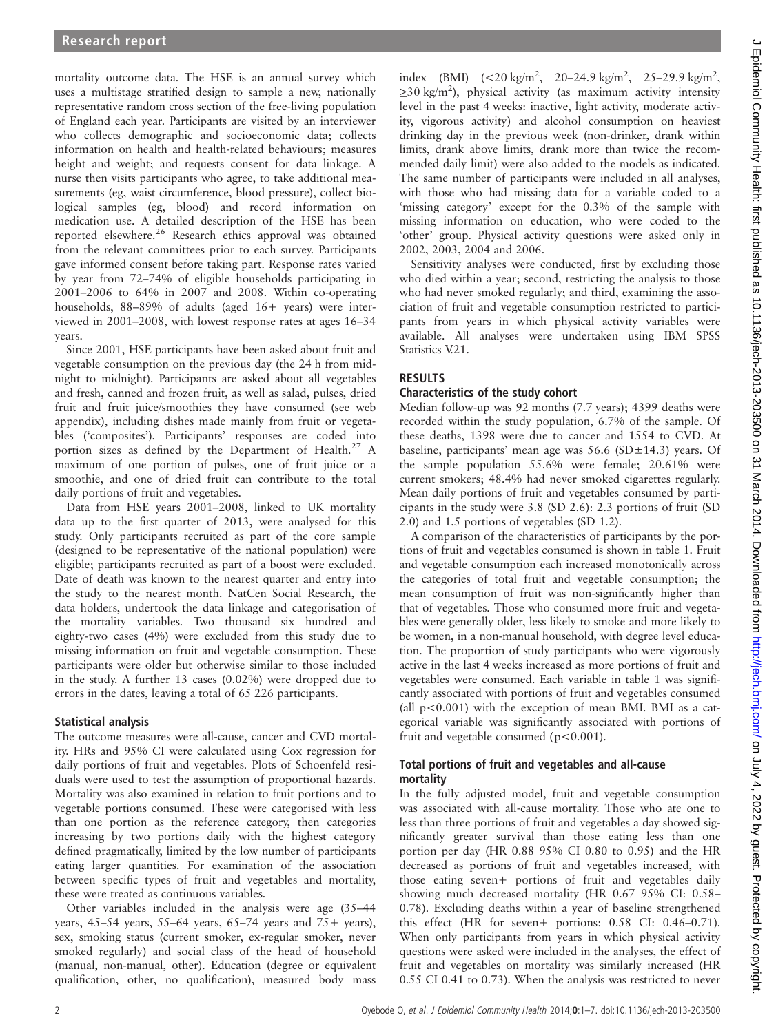mortality outcome data. The HSE is an annual survey which uses a multistage stratified design to sample a new, nationally representative random cross section of the free-living population of England each year. Participants are visited by an interviewer who collects demographic and socioeconomic data; collects information on health and health-related behaviours; measures height and weight; and requests consent for data linkage. A nurse then visits participants who agree, to take additional measurements (eg, waist circumference, blood pressure), collect biological samples (eg, blood) and record information on medication use. A detailed description of the HSE has been reported elsewhere.[26] Research ethics approval was obtained from the relevant committees prior to each survey. Participants gave informed consent before taking part. Response rates varied by year from 72–74% of eligible households participating in 2001–2006 to 64% in 2007 and 2008. Within co-operating households, 88–89% of adults (aged 16+ years) were interviewed in 2001–2008, with lowest response rates at ages 16–34 years.

Since 2001, HSE participants have been asked about fruit and vegetable consumption on the previous day (the 24 h from midnight to midnight). Participants are asked about all vegetables and fresh, canned and frozen fruit, as well as salad, pulses, dried fruit and fruit juice/smoothies they have consumed (see web appendix), including dishes made mainly from fruit or vegetables ('composites'). Participants' responses are coded into portion sizes as defined by the Department of Health.[27] A maximum of one portion of pulses, one of fruit juice or a smoothie, and one of dried fruit can contribute to the total daily portions of fruit and vegetables.

Data from HSE years 2001–2008, linked to UK mortality data up to the first quarter of 2013, were analysed for this study. Only participants recruited as part of the core sample (designed to be representative of the national population) were eligible; participants recruited as part of a boost were excluded. Date of death was known to the nearest quarter and entry into the study to the nearest month. NatCen Social Research, the data holders, undertook the data linkage and categorisation of the mortality variables. Two thousand six hundred and eighty-two cases (4%) were excluded from this study due to missing information on fruit and vegetable consumption. These participants were older but otherwise similar to those included in the study. A further 13 cases (0.02%) were dropped due to errors in the dates, leaving a total of 65 226 participants.

## Statistical analysis

The outcome measures were all-cause, cancer and CVD mortality. HRs and 95% CI were calculated using Cox regression for daily portions of fruit and vegetables. Plots of Schoenfeld residuals were used to test the assumption of proportional hazards. Mortality was also examined in relation to fruit portions and to vegetable portions consumed. These were categorised with less than one portion as the reference category, then categories increasing by two portions daily with the highest category defined pragmatically, limited by the low number of participants eating larger quantities. For examination of the association between specific types of fruit and vegetables and mortality, these were treated as continuous variables.

Other variables included in the analysis were age (35–44 years, 45–54 years, 55–64 years, 65–74 years and 75+ years), sex, smoking status (current smoker, ex-regular smoker, never smoked regularly) and social class of the head of household (manual, non-manual, other). Education (degree or equivalent qualification, other, no qualification), measured body mass index (BMI) (<20 kg/m$^2$, 20–24.9 kg/m$^2$, 25–29.9 kg/m$^2$, ≥30 kg/m$^2$), physical activity (as maximum activity intensity level in the past 4 weeks: inactive, light activity, moderate activity, vigorous activity) and alcohol consumption on heaviest drinking day in the previous week (non-drinker, drank within limits, drank above limits, drank more than twice the recommended daily limit) were also added to the models as indicated. The same number of participants were included in all analyses, with those who had missing data for a variable coded to a 'missing category' except for the 0.3% of the sample with missing information on education, who were coded to the 'other' group. Physical activity questions were asked only in 2002, 2003, 2004 and 2006.

Sensitivity analyses were conducted, first by excluding those who died within a year; second, restricting the analysis to those who had never smoked regularly; and third, examining the association of fruit and vegetable consumption restricted to participants from years in which physical activity variables were available. All analyses were undertaken using IBM SPSS Statistics V.21.

# RESULTS

## Characteristics of the study cohort

Median follow-up was 92 months (7.7 years); 4399 deaths were recorded within the study population, 6.7% of the sample. Of these deaths, 1398 were due to cancer and 1554 to CVD. At baseline, participants' mean age was 56.6 (SD±14.3) years. Of the sample population 55.6% were female; 20.61% were current smokers; 48.4% had never smoked cigarettes regularly. Mean daily portions of fruit and vegetables consumed by participants in the study were 3.8 (SD 2.6): 2.3 portions of fruit (SD 2.0) and 1.5 portions of vegetables (SD 1.2).

A comparison of the characteristics of participants by the portions of fruit and vegetables consumed is shown in table 1. Fruit and vegetable consumption each increased monotonically across the categories of total fruit and vegetable consumption; the mean consumption of fruit was non-significantly higher than that of vegetables. Those who consumed more fruit and vegetables were generally older, less likely to smoke and more likely to be women, in a non-manual household, with degree level education. The proportion of study participants who were vigorously active in the last 4 weeks increased as more portions of fruit and vegetables were consumed. Each variable in table 1 was significantly associated with portions of fruit and vegetables consumed (all $p<0.001$) with the exception of mean BMI. BMI as a categorical variable was significantly associated with portions of fruit and vegetable consumed ($p<0.001$).

## Total portions of fruit and vegetables and all-cause mortality

In the fully adjusted model, fruit and vegetable consumption was associated with all-cause mortality. Those who ate one to less than three portions of fruit and vegetables a day showed significantly greater survival than those eating less than one portion per day (HR 0.88 95% CI 0.80 to 0.95) and the HR decreased as portions of fruit and vegetables increased, with those eating seven+ portions of fruit and vegetables daily showing much decreased mortality (HR 0.67 95% CI: 0.58–0.78). Excluding deaths within a year of baseline strengthened this effect (HR for seven+ portions: 0.58 CI: 0.46–0.71). When only participants from years in which physical activity questions were asked were included in the analyses, the effect of fruit and vegetables on mortality was similarly increased (HR 0.55 CI 0.41 to 0.73). When the analysis was restricted to never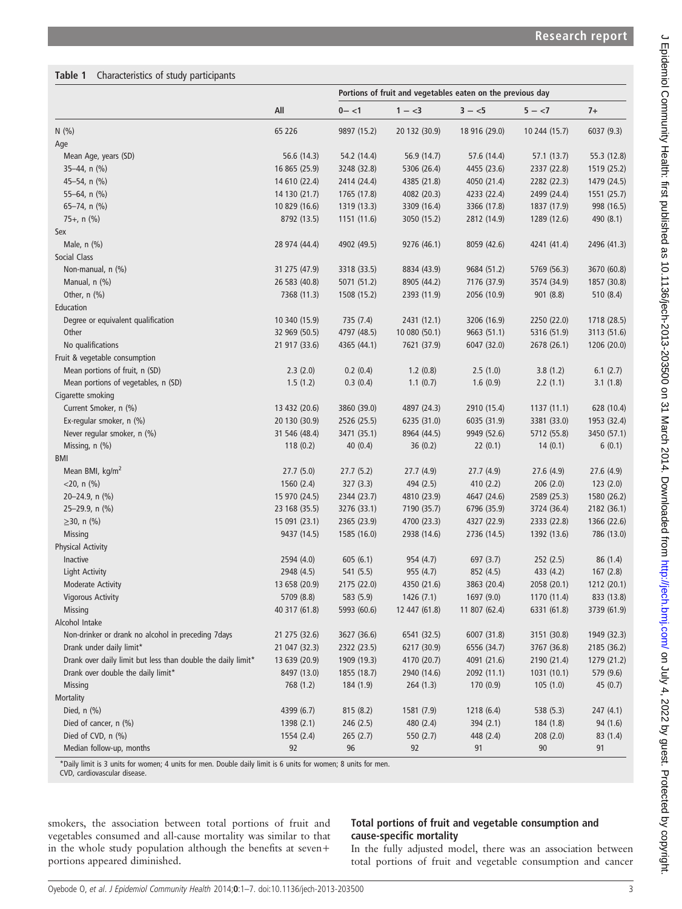**Table 1** Characteristics of study participants

| | All | Portions of fruit and vegetables eaten on the previous day | | | | |
|---|---|---|---|---|---|---|
| | | 0– <1 | 1 – <3 | 3 – <5 | 5 – <7 | 7+ |
| N (%) | 65 226 | 9897 (15.2) | 20 132 (30.9) | 18 916 (29.0) | 10 244 (15.7) | 6037 (9.3) |
| Age | | | | | | |
| Mean Age, years (SD) | 56.6 (14.3) | 54.2 (14.4) | 56.9 (14.7) | 57.6 (14.4) | 57.1 (13.7) | 55.3 (12.8) |
| 35–44, n (%) | 16 865 (25.9) | 3248 (32.8) | 5306 (26.4) | 4455 (23.6) | 2337 (22.8) | 1519 (25.2) |
| 45–54, n (%) | 14 610 (22.4) | 2414 (24.4) | 4385 (21.8) | 4050 (21.4) | 2282 (22.3) | 1479 (24.5) |
| 55–64, n (%) | 14 130 (21.7) | 1765 (17.8) | 4082 (20.3) | 4233 (22.4) | 2499 (24.4) | 1551 (25.7) |
| 65–74, n (%) | 10 829 (16.6) | 1319 (13.3) | 3309 (16.4) | 3366 (17.8) | 1837 (17.9) | 998 (16.5) |
| 75+, n (%) | 8792 (13.5) | 1151 (11.6) | 3050 (15.2) | 2812 (14.9) | 1289 (12.6) | 490 (8.1) |
| Sex | | | | | | |
| Male, n (%) | 28 974 (44.4) | 4902 (49.5) | 9276 (46.1) | 8059 (42.6) | 4241 (41.4) | 2496 (41.3) |
| Social Class | | | | | | |
| Non-manual, n (%) | 31 275 (47.9) | 3318 (33.5) | 8834 (43.9) | 9684 (51.2) | 5769 (56.3) | 3670 (60.8) |
| Manual, n (%) | 26 583 (40.8) | 5071 (51.2) | 8905 (44.2) | 7176 (37.9) | 3574 (34.9) | 1857 (30.8) |
| Other, n (%) | 7368 (11.3) | 1508 (15.2) | 2393 (11.9) | 2056 (10.9) | 901 (8.8) | 510 (8.4) |
| Education | | | | | | |
| Degree or equivalent qualification | 10 340 (15.9) | 735 (7.4) | 2431 (12.1) | 3206 (16.9) | 2250 (22.0) | 1718 (28.5) |
| Other | 32 969 (50.5) | 4797 (48.5) | 10 080 (50.1) | 9663 (51.1) | 5316 (51.9) | 3113 (51.6) |
| No qualifications | 21 917 (33.6) | 4365 (44.1) | 7621 (37.9) | 6047 (32.0) | 2678 (26.1) | 1206 (20.0) |
| Fruit & vegetable consumption | | | | | | |
| Mean portions of fruit, n (SD) | 2.3 (2.0) | 0.2 (0.4) | 1.2 (0.8) | 2.5 (1.0) | 3.8 (1.2) | 6.1 (2.7) |
| Mean portions of vegetables, n (SD) | 1.5 (1.2) | 0.3 (0.4) | 1.1 (0.7) | 1.6 (0.9) | 2.2 (1.1) | 3.1 (1.8) |
| Cigarette smoking | | | | | | |
| Current Smoker, n (%) | 13 432 (20.6) | 3860 (39.0) | 4897 (24.3) | 2910 (15.4) | 1137 (11.1) | 628 (10.4) |
| Ex-regular smoker, n (%) | 20 130 (30.9) | 2526 (25.5) | 6235 (31.0) | 6035 (31.9) | 3381 (33.0) | 1953 (32.4) |
| Never regular smoker, n (%) | 31 546 (48.4) | 3471 (35.1) | 8964 (44.5) | 9949 (52.6) | 5712 (55.8) | 3450 (57.1) |
| Missing, n (%) | 118 (0.2) | 40 (0.4) | 36 (0.2) | 22 (0.1) | 14 (0.1) | 6 (0.1) |
| BMI | | | | | | |
| Mean BMI, kg/m$^2$ | 27.7 (5.0) | 27.7 (5.2) | 27.7 (4.9) | 27.7 (4.9) | 27.6 (4.9) | 27.6 (4.9) |
| <20, n (%) | 1560 (2.4) | 327 (3.3) | 494 (2.5) | 410 (2.2) | 206 (2.0) | 123 (2.0) |
| 20–24.9, n (%) | 15 970 (24.5) | 2344 (23.7) | 4810 (23.9) | 4647 (24.6) | 2589 (25.3) | 1580 (26.2) |
| 25–29.9, n (%) | 23 168 (35.5) | 3276 (33.1) | 7190 (35.7) | 6796 (35.9) | 3724 (36.4) | 2182 (36.1) |
| ≥30, n (%) | 15 091 (23.1) | 2365 (23.9) | 4700 (23.3) | 4327 (22.9) | 2333 (22.8) | 1366 (22.6) |
| Missing | 9437 (14.5) | 1585 (16.0) | 2938 (14.6) | 2736 (14.5) | 1392 (13.6) | 786 (13.0) |
| Physical Activity | | | | | | |
| Inactive | 2594 (4.0) | 605 (6.1) | 954 (4.7) | 697 (3.7) | 252 (2.5) | 86 (1.4) |
| Light Activity | 2948 (4.5) | 541 (5.5) | 955 (4.7) | 852 (4.5) | 433 (4.2) | 167 (2.8) |
| Moderate Activity | 13 658 (20.9) | 2175 (22.0) | 4350 (21.6) | 3863 (20.4) | 2058 (20.1) | 1212 (20.1) |
| Vigorous Activity | 5709 (8.8) | 583 (5.9) | 1426 (7.1) | 1697 (9.0) | 1170 (11.4) | 833 (13.8) |
| Missing | 40 317 (61.8) | 5993 (60.6) | 12 447 (61.8) | 11 807 (62.4) | 6331 (61.8) | 3739 (61.9) |
| Alcohol Intake | | | | | | |
| Non-drinker or drank no alcohol in preceding 7days | 21 275 (32.6) | 3627 (36.6) | 6541 (32.5) | 6007 (31.8) | 3151 (30.8) | 1949 (32.3) |
| Drank under daily limit* | 21 047 (32.3) | 2322 (23.5) | 6217 (30.9) | 6556 (34.7) | 3767 (36.8) | 2185 (36.2) |
| Drank over daily limit but less than double the daily limit* | 13 639 (20.9) | 1909 (19.3) | 4170 (20.7) | 4091 (21.6) | 2190 (21.4) | 1279 (21.2) |
| Drank over double the daily limit* | 8497 (13.0) | 1855 (18.7) | 2940 (14.6) | 2092 (11.1) | 1031 (10.1) | 579 (9.6) |
| Missing | 768 (1.2) | 184 (1.9) | 264 (1.3) | 170 (0.9) | 105 (1.0) | 45 (0.7) |
| Mortality | | | | | | |
| Died, n (%) | 4399 (6.7) | 815 (8.2) | 1581 (7.9) | 1218 (6.4) | 538 (5.3) | 247 (4.1) |
| Died of cancer, n (%) | 1398 (2.1) | 246 (2.5) | 480 (2.4) | 394 (2.1) | 184 (1.8) | 94 (1.6) |
| Died of CVD, n (%) | 1554 (2.4) | 265 (2.7) | 550 (2.7) | 448 (2.4) | 208 (2.0) | 83 (1.4) |
| Median follow-up, months | 92 | 96 | 92 | 91 | 90 | 91 |

*Daily limit is 3 units for women; 4 units for men. Double daily limit is 6 units for women; 8 units for men.
CVD, cardiovascular disease.

smokers, the association between total portions of fruit and vegetables consumed and all-cause mortality was similar to that in the whole study population although the benefits at seven+ portions appeared diminished.

### Total portions of fruit and vegetable consumption and cause-specific mortality

In the fully adjusted model, there was an association between total portions of fruit and vegetable consumption and cancer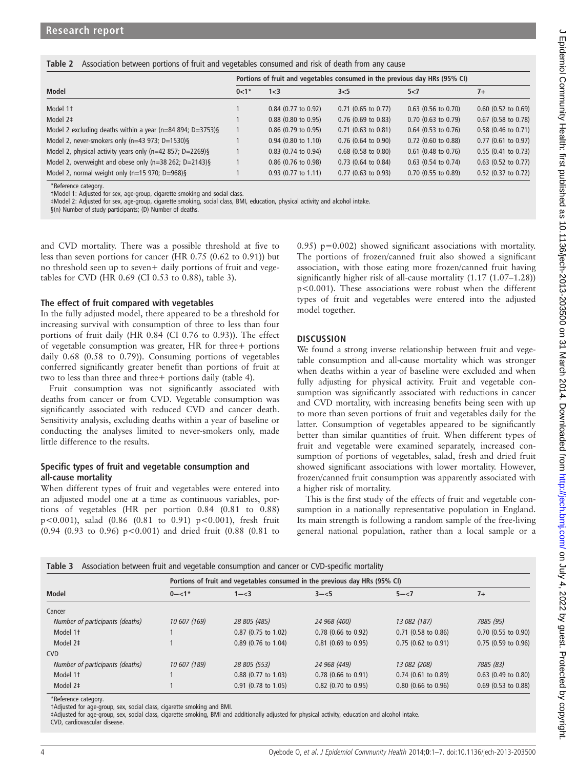**Table 2** Association between portions of fruit and vegetables consumed and risk of death from any cause

| Model | Portions of fruit and vegetables consumed in the previous day HRs (95% CI) | | | | |
|---|---|---|---|---|---|
| | 0<1* | 1<3 | 3<5 | 5<7 | 7+ |
| Model 1† | 1 | 0.84 (0.77 to 0.92) | 0.71 (0.65 to 0.77) | 0.63 (0.56 to 0.70) | 0.60 (0.52 to 0.69) |
| Model 2‡ | 1 | 0.88 (0.80 to 0.95) | 0.76 (0.69 to 0.83) | 0.70 (0.63 to 0.79) | 0.67 (0.58 to 0.78) |
| Model 2 excluding deaths within a year (n=84 894; D=3753)§ | 1 | 0.86 (0.79 to 0.95) | 0.71 (0.63 to 0.81) | 0.64 (0.53 to 0.76) | 0.58 (0.46 to 0.71) |
| Model 2, never-smokers only (n=43 973; D=1530)§ | 1 | 0.94 (0.80 to 1.10) | 0.76 (0.64 to 0.90) | 0.72 (0.60 to 0.88) | 0.77 (0.61 to 0.97) |
| Model 2, physical activity years only (n=42 857; D=2269)§ | 1 | 0.83 (0.74 to 0.94) | 0.68 (0.58 to 0.80) | 0.61 (0.48 to 0.76) | 0.55 (0.41 to 0.73) |
| Model 2, overweight and obese only (n=38 262; D=2143)§ | 1 | 0.86 (0.76 to 0.98) | 0.73 (0.64 to 0.84) | 0.63 (0.54 to 0.74) | 0.63 (0.52 to 0.77) |
| Model 2, normal weight only (n=15 970; D=968)§ | 1 | 0.93 (0.77 to 1.11) | 0.77 (0.63 to 0.93) | 0.70 (0.55 to 0.89) | 0.52 (0.37 to 0.72) |

*Reference category.
†Model 1: Adjusted for sex, age-group, cigarette smoking and social class.
‡Model 2: Adjusted for sex, age-group, cigarette smoking, social class, BMI, education, physical activity and alcohol intake.
§(n) Number of study participants; (D) Number of deaths.

and CVD mortality. There was a possible threshold at five to less than seven portions for cancer (HR 0.75 (0.62 to 0.91)) but no threshold seen up to seven+ daily portions of fruit and vegetables for CVD (HR 0.69 (CI 0.53 to 0.88), table 3).

### The effect of fruit compared with vegetables

In the fully adjusted model, there appeared to be a threshold for increasing survival with consumption of three to less than four portions of fruit daily (HR 0.84 (CI 0.76 to 0.93)). The effect of vegetable consumption was greater, HR for three+ portions daily 0.68 (0.58 to 0.79)). Consuming portions of vegetables conferred significantly greater benefit than portions of fruit at two to less than three and three+ portions daily (table 4).

Fruit consumption was not significantly associated with deaths from cancer or from CVD. Vegetable consumption was significantly associated with reduced CVD and cancer death. Sensitivity analysis, excluding deaths within a year of baseline or conducting the analyses limited to never-smokers only, made little difference to the results.

### Specific types of fruit and vegetable consumption and all-cause mortality

When different types of fruit and vegetables were entered into an adjusted model one at a time as continuous variables, portions of vegetables (HR per portion 0.84 (0.81 to 0.88) $p<0.001$), salad (0.86 (0.81 to 0.91) $p<0.001$), fresh fruit (0.94 (0.93 to 0.96) $p<0.001$) and dried fruit (0.88 (0.81 to 0.95) $p=0.002$) showed significant associations with mortality. The portions of frozen/canned fruit also showed a significant association, with those eating more frozen/canned fruit having significantly higher risk of all-cause mortality (1.17 (1.07–1.28)) $p<0.001$). These associations were robust when the different types of fruit and vegetables were entered into the adjusted model together.

## DISCUSSION

We found a strong inverse relationship between fruit and vegetable consumption and all-cause mortality which was stronger when deaths within a year of baseline were excluded and when fully adjusting for physical activity. Fruit and vegetable consumption was significantly associated with reductions in cancer and CVD mortality, with increasing benefits being seen with up to more than seven portions of fruit and vegetables daily for the latter. Consumption of vegetables appeared to be significantly better than similar quantities of fruit. When different types of fruit and vegetable were examined separately, increased consumption of portions of vegetables, salad, fresh and dried fruit showed significant associations with lower mortality. However, frozen/canned fruit consumption was apparently associated with a higher risk of mortality.

This is the first study of the effects of fruit and vegetable consumption in a nationally representative population in England. Its main strength is following a random sample of the free-living general national population, rather than a local sample or a

**Table 3** Association between fruit and vegetable consumption and cancer or CVD-specific mortality

| Model | Portions of fruit and vegetables consumed in the previous day HRs (95% CI) | | | | |
|---|---|---|---|---|---|
| | 0−<1* | 1−<3 | 3−<5 | 5−<7 | 7+ |
| Cancer | | | | | |
| *Number of participants (deaths)* | *10 607 (169)* | *28 805 (485)* | *24 968 (400)* | *13 082 (187)* | *7885 (95)* |
| Model 1† | 1 | 0.87 (0.75 to 1.02) | 0.78 (0.66 to 0.92) | 0.71 (0.58 to 0.86) | 0.70 (0.55 to 0.90) |
| Model 2‡ | 1 | 0.89 (0.76 to 1.04) | 0.81 (0.69 to 0.95) | 0.75 (0.62 to 0.91) | 0.75 (0.59 to 0.96) |
| CVD | | | | | |
| *Number of participants (deaths)* | *10 607 (189)* | *28 805 (553)* | *24 968 (449)* | *13 082 (208)* | *7885 (83)* |
| Model 1† | 1 | 0.88 (0.77 to 1.03) | 0.78 (0.66 to 0.91) | 0.74 (0.61 to 0.89) | 0.63 (0.49 to 0.80) |
| Model 2‡ | 1 | 0.91 (0.78 to 1.05) | 0.82 (0.70 to 0.95) | 0.80 (0.66 to 0.96) | 0.69 (0.53 to 0.88) |

*Reference category.
†Adjusted for age-group, sex, social class, cigarette smoking and BMI.
‡Adjusted for age-group, sex, social class, cigarette smoking, BMI and additionally adjusted for physical activity, education and alcohol intake.
CVD, cardiovascular disease.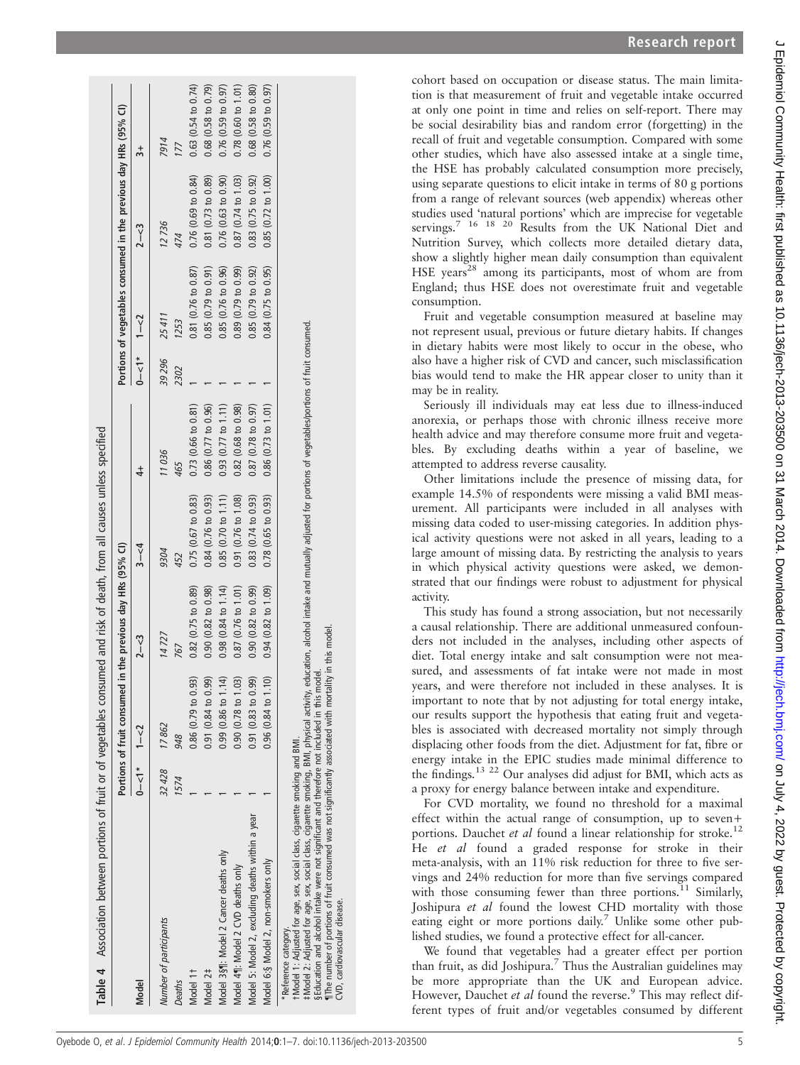**Table 4** Association between portions of fruit or of vegetables consumed and risk of death, from all causes unless specified

| Model | Portions of fruit consumed in the previous day HRs (95% CI) | | | | | Portions of vegetables consumed in the previous day HRs (95% CI) | | | |
|---|---|---|---|---|---|---|---|---|---|
| | 0–<1* | 1–<2 | 2–<3 | 3–<4 | 4+ | 0–<1* | 1–<2 | 2–<3 | 3+ |
| Number of participants | 32 428 | 17 862 | 14 727 | 9304 | 11 036 | 39 296 | 25 411 | 12 736 | 7914 |
| Deaths | 1574 | 948 | 767 | 452 | 465 | 2302 | 1253 | 474 | 177 |
| Model 1† | 1 | 0.86 (0.79 to 0.93) | 0.82 (0.75 to 0.89) | 0.75 (0.67 to 0.83) | 0.73 (0.66 to 0.81) | 1 | 0.81 (0.76 to 0.87) | 0.76 (0.69 to 0.84) | 0.63 (0.54 to 0.74) |
| Model 2‡ | 1 | 0.91 (0.84 to 0.99) | 0.90 (0.82 to 0.98) | 0.84 (0.76 to 0.93) | 0.86 (0.77 to 0.96) | 1 | 0.85 (0.79 to 0.91) | 0.81 (0.73 to 0.89) | 0.68 (0.58 to 0.79) |
| Model 3§¶: Model 2 Cancer deaths only | 1 | 0.99 (0.86 to 1.14) | 0.98 (0.84 to 1.14) | 0.85 (0.70 to 1.11) | 0.93 (0.77 to 1.11) | 1 | 0.85 (0.76 to 0.96) | 0.76 (0.63 to 0.90) | 0.76 (0.59 to 0.97) |
| Model 4¶: Model 2 CVD deaths only | 1 | 0.90 (0.78 to 1.03) | 0.87 (0.76 to 1.01) | 0.91 (0.76 to 1.08) | 0.82 (0.68 to 0.98) | 1 | 0.89 (0.79 to 0.99) | 0.87 (0.74 to 1.03) | 0.78 (0.60 to 1.01) |
| Model 5: Model 2, excluding deaths within a year | 1 | 0.91 (0.83 to 0.99) | 0.90 (0.82 to 0.99) | 0.83 (0.74 to 0.93) | 0.87 (0.78 to 0.97) | 1 | 0.85 (0.79 to 0.92) | 0.83 (0.75 to 0.92) | 0.68 (0.58 to 0.80) |
| Model 6§ Model 2, non-smokers only | 1 | 0.96 (0.84 to 1.10) | 0.94 (0.82 to 1.09) | 0.78 (0.65 to 0.93) | 0.86 (0.73 to 1.01) | 1 | 0.84 (0.75 to 0.95) | 0.85 (0.72 to 1.00) | 0.76 (0.59 to 0.97) |

*Reference category.
†Model 1: Adjusted for age, sex, social class, cigarette smoking and BMI.
‡Model 2: Adjusted for age, sex, social class, cigarette smoking, BMI, physical activity, education, alcohol intake and mutually adjusted for portions of vegetables/portions of fruit consumed.
§Education and alcohol intake were not significant and therefore not included in this model.
¶The number of portions of fruit consumed was not significantly associated with mortality in this model.
CVD, cardiovascular disease.

cohort based on occupation or disease status. The main limitation is that measurement of fruit and vegetable intake occurred at only one point in time and relies on self-report. There may be social desirability bias and random error (forgetting) in the recall of fruit and vegetable consumption. Compared with some other studies, which have also assessed intake at a single time, the HSE has probably calculated consumption more precisely, using separate questions to elicit intake in terms of 80 g portions from a range of relevant sources (web appendix) whereas other studies used 'natural portions' which are imprecise for vegetable servings.[7 16 18 20] Results from the UK National Diet and Nutrition Survey, which collects more detailed dietary data, show a slightly higher mean daily consumption than equivalent HSE years[28] among its participants, most of whom are from England; thus HSE does not overestimate fruit and vegetable consumption.

Fruit and vegetable consumption measured at baseline may not represent usual, previous or future dietary habits. If changes in dietary habits were most likely to occur in the obese, who also have a higher risk of CVD and cancer, such misclassification bias would tend to make the HR appear closer to unity than it may be in reality.

Seriously ill individuals may eat less due to illness-induced anorexia, or perhaps those with chronic illness receive more health advice and may therefore consume more fruit and vegetables. By excluding deaths within a year of baseline, we attempted to address reverse causality.

Other limitations include the presence of missing data, for example 14.5% of respondents were missing a valid BMI measurement. All participants were included in all analyses with missing data coded to user-missing categories. In addition physical activity questions were not asked in all years, leading to a large amount of missing data. By restricting the analysis to years in which physical activity questions were asked, we demonstrated that our findings were robust to adjustment for physical activity.

This study has found a strong association, but not necessarily a causal relationship. There are additional unmeasured confounders not included in the analyses, including other aspects of diet. Total energy intake and salt consumption were not measured, and assessments of fat intake were not made in most years, and were therefore not included in these analyses. It is important to note that by not adjusting for total energy intake, our results support the hypothesis that eating fruit and vegetables is associated with decreased mortality not simply through displacing other foods from the diet. Adjustment for fat, fibre or energy intake in the EPIC studies made minimal difference to the findings.[13 22] Our analyses did adjust for BMI, which acts as a proxy for energy balance between intake and expenditure.

For CVD mortality, we found no threshold for a maximal effect within the actual range of consumption, up to seven+ portions. Dauchet *et al* found a linear relationship for stroke.[12] He *et al* found a graded response for stroke in their meta-analysis, with an 11% risk reduction for three to five servings and 24% reduction for more than five servings compared with those consuming fewer than three portions.[11] Similarly, Joshipura *et al* found the lowest CHD mortality with those eating eight or more portions daily.[7] Unlike some other published studies, we found a protective effect for all-cancer.

We found that vegetables had a greater effect per portion than fruit, as did Joshipura.[7] Thus the Australian guidelines may be more appropriate than the UK and European advice. However, Dauchet *et al* found the reverse.[9] This may reflect different types of fruit and/or vegetables consumed by different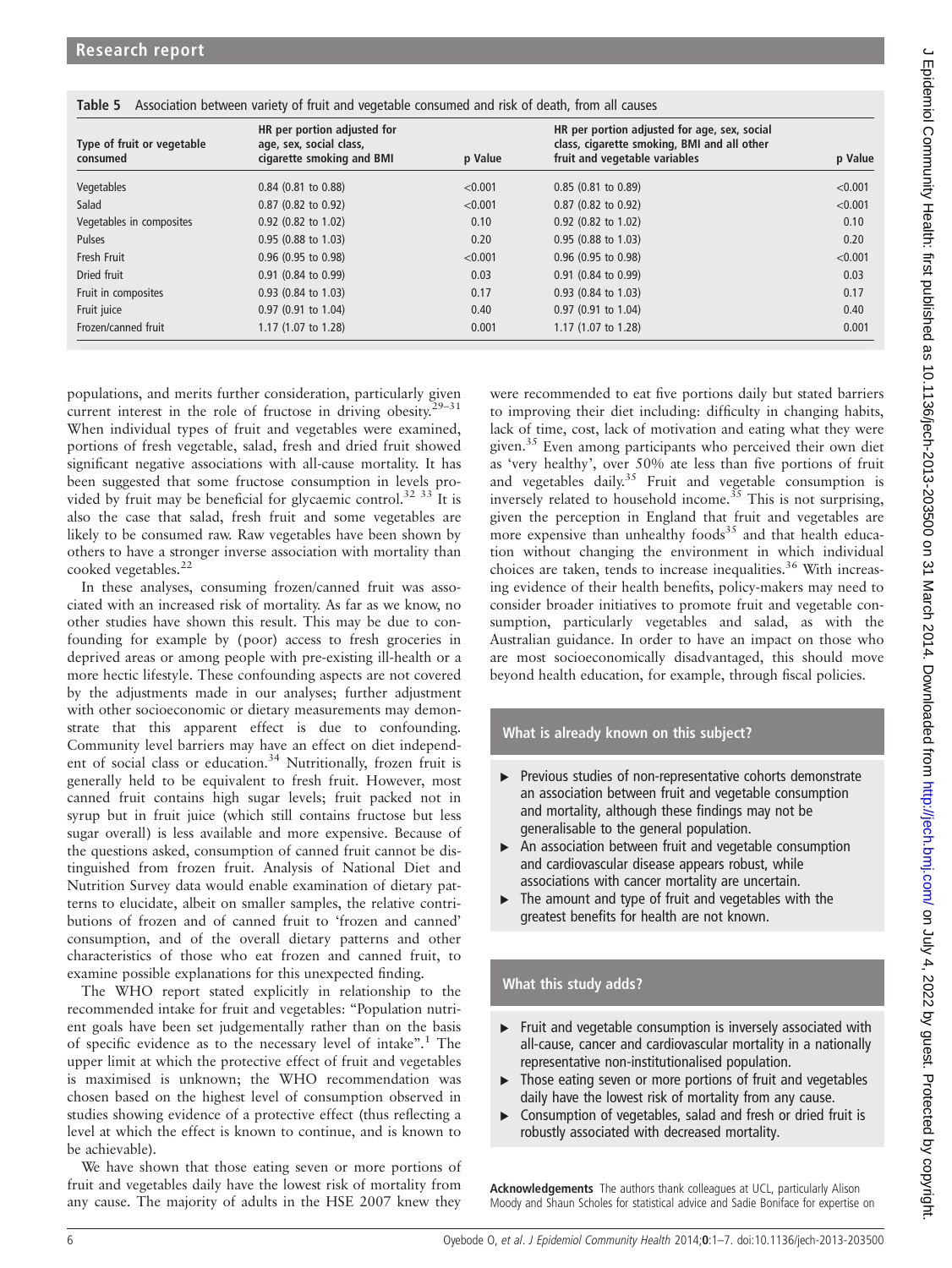**Table 5** Association between variety of fruit and vegetable consumed and risk of death, from all causes

| Type of fruit or vegetable consumed | HR per portion adjusted for age, sex, social class, cigarette smoking and BMI | p Value | HR per portion adjusted for age, sex, social class, cigarette smoking, BMI and all other fruit and vegetable variables | p Value |
|---|---|---|---|---|
| Vegetables | 0.84 (0.81 to 0.88) | <0.001 | 0.85 (0.81 to 0.89) | <0.001 |
| Salad | 0.87 (0.82 to 0.92) | <0.001 | 0.87 (0.82 to 0.92) | <0.001 |
| Vegetables in composites | 0.92 (0.82 to 1.02) | 0.10 | 0.92 (0.82 to 1.02) | 0.10 |
| Pulses | 0.95 (0.88 to 1.03) | 0.20 | 0.95 (0.88 to 1.03) | 0.20 |
| Fresh Fruit | 0.96 (0.95 to 0.98) | <0.001 | 0.96 (0.95 to 0.98) | <0.001 |
| Dried fruit | 0.91 (0.84 to 0.99) | 0.03 | 0.91 (0.84 to 0.99) | 0.03 |
| Fruit in composites | 0.93 (0.84 to 1.03) | 0.17 | 0.93 (0.84 to 1.03) | 0.17 |
| Fruit juice | 0.97 (0.91 to 1.04) | 0.40 | 0.97 (0.91 to 1.04) | 0.40 |
| Frozen/canned fruit | 1.17 (1.07 to 1.28) | 0.001 | 1.17 (1.07 to 1.28) | 0.001 |

populations, and merits further consideration, particularly given current interest in the role of fructose in driving obesity.[29–31] When individual types of fruit and vegetables were examined, portions of fresh vegetable, salad, fresh and dried fruit showed significant negative associations with all-cause mortality. It has been suggested that some fructose consumption in levels provided by fruit may be beneficial for glycaemic control.[32 33] It is also the case that salad, fresh fruit and some vegetables are likely to be consumed raw. Raw vegetables have been shown by others to have a stronger inverse association with mortality than cooked vegetables.[22]

In these analyses, consuming frozen/canned fruit was associated with an increased risk of mortality. As far as we know, no other studies have shown this result. This may be due to confounding for example by (poor) access to fresh groceries in deprived areas or among people with pre-existing ill-health or a more hectic lifestyle. These confounding aspects are not covered by the adjustments made in our analyses; further adjustment with other socioeconomic or dietary measurements may demonstrate that this apparent effect is due to confounding. Community level barriers may have an effect on diet independent of social class or education.[34] Nutritionally, frozen fruit is generally held to be equivalent to fresh fruit. However, most canned fruit contains high sugar levels; fruit packed not in syrup but in fruit juice (which still contains fructose but less sugar overall) is less available and more expensive. Because of the questions asked, consumption of canned fruit cannot be distinguished from frozen fruit. Analysis of National Diet and Nutrition Survey data would enable examination of dietary patterns to elucidate, albeit on smaller samples, the relative contributions of frozen and of canned fruit to 'frozen and canned' consumption, and of the overall dietary patterns and other characteristics of those who eat frozen and canned fruit, to examine possible explanations for this unexpected finding.

The WHO report stated explicitly in relationship to the recommended intake for fruit and vegetables: "Population nutrient goals have been set judgementally rather than on the basis of specific evidence as to the necessary level of intake".[1] The upper limit at which the protective effect of fruit and vegetables is maximised is unknown; the WHO recommendation was chosen based on the highest level of consumption observed in studies showing evidence of a protective effect (thus reflecting a level at which the effect is known to continue, and is known to be achievable).

We have shown that those eating seven or more portions of fruit and vegetables daily have the lowest risk of mortality from any cause. The majority of adults in the HSE 2007 knew they were recommended to eat five portions daily but stated barriers to improving their diet including: difficulty in changing habits, lack of time, cost, lack of motivation and eating what they were given.[35] Even among participants who perceived their own diet as 'very healthy', over 50% ate less than five portions of fruit and vegetables daily.[35] Fruit and vegetable consumption is inversely related to household income.[35] This is not surprising, given the perception in England that fruit and vegetables are more expensive than unhealthy foods[35] and that health education without changing the environment in which individual choices are taken, tends to increase inequalities.[36] With increasing evidence of their health benefits, policy-makers may need to consider broader initiatives to promote fruit and vegetable consumption, particularly vegetables and salad, as with the Australian guidance. In order to have an impact on those who are most socioeconomically disadvantaged, this should move beyond health education, for example, through fiscal policies.

### What is already known on this subject?

- Previous studies of non-representative cohorts demonstrate an association between fruit and vegetable consumption and mortality, although these findings may not be generalisable to the general population.
- An association between fruit and vegetable consumption and cardiovascular disease appears robust, while associations with cancer mortality are uncertain.
- The amount and type of fruit and vegetables with the greatest benefits for health are not known.

### What this study adds?

- Fruit and vegetable consumption is inversely associated with all-cause, cancer and cardiovascular mortality in a nationally representative non-institutionalised population.
- Those eating seven or more portions of fruit and vegetables daily have the lowest risk of mortality from any cause.
- Consumption of vegetables, salad and fresh or dried fruit is robustly associated with decreased mortality.

**Acknowledgements** The authors thank colleagues at UCL, particularly Alison Moody and Shaun Scholes for statistical advice and Sadie Boniface for expertise on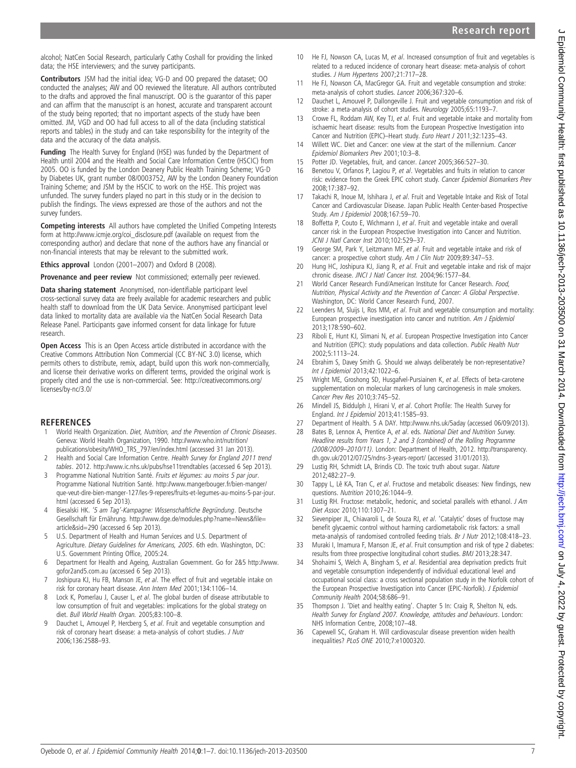alcohol; NatCen Social Research, particularly Cathy Coshall for providing the linked data; the HSE interviewers; and the survey participants.

**Contributors** JSM had the initial idea; VG-D and OO prepared the dataset; OO conducted the analyses; AW and OO reviewed the literature. All authors contributed to the drafts and approved the final manuscript. OO is the guarantor of this paper and can affirm that the manuscript is an honest, accurate and transparent account of the study being reported; that no important aspects of the study have been omitted. JM, VGD and OO had full access to all of the data (including statistical reports and tables) in the study and can take responsibility for the integrity of the data and the accuracy of the data analysis.

**Funding** The Health Survey for England (HSE) was funded by the Department of Health until 2004 and the Health and Social Care Information Centre (HSCIC) from 2005. OO is funded by the London Deanery Public Health Training Scheme; VG-D by Diabetes UK, grant number 08/0003752, AW by the London Deanery Foundation Training Scheme; and JSM by the HSCIC to work on the HSE. This project was unfunded. The survey funders played no part in this study or in the decision to publish the findings. The views expressed are those of the authors and not the survey funders.

**Competing interests** All authors have completed the Unified Competing Interests form at http://www.icmje.org/coi_disclosure.pdf (available on request from the corresponding author) and declare that none of the authors have any financial or non-financial interests that may be relevant to the submitted work.

**Ethics approval** London (2001–2007) and Oxford B (2008).

**Provenance and peer review** Not commissioned; externally peer reviewed.

**Data sharing statement** Anonymised, non-identifiable participant level cross-sectional survey data are freely available for academic researchers and public health staff to download from the UK Data Service. Anonymised participant level data linked to mortality data are available via the NatCen Social Research Data Release Panel. Participants gave informed consent for data linkage for future research.

**Open Access** This is an Open Access article distributed in accordance with the Creative Commons Attribution Non Commercial (CC BY-NC 3.0) license, which permits others to distribute, remix, adapt, build upon this work non-commercially, and license their derivative works on different terms, provided the original work is properly cited and the use is non-commercial. See: http://creativecommons.org/licenses/by-nc/3.0/

## REFERENCES

1. World Health Organization. *Diet, Nutrition, and the Prevention of Chronic Diseases*. Geneva: World Health Organization, 1990. http://www.who.int/nutrition/publications/obesity/WHO_TRS_797/en/index.html (accessed 31 Jan 2013).
2. Health and Social Care Information Centre. *Health Survey for England 2011 trend tables*. 2012. http://www.ic.nhs.uk/pubs/hse11trendtables (accessed 6 Sep 2013).
3. Programme National Nutrition Santé. *Fruits et légumes: au moins 5 par jour*. Programme National Nutrition Santé. http://www.mangerbouger.fr/bien-manger/que-veut-dire-bien-manger-127/les-9-reperes/fruits-et-legumes-au-moins-5-par-jour.html (accessed 6 Sep 2013).
4. Biesalski HK. *'5 am Tag'-Kampagne: Wissenschaftliche Begründung*. Deutsche Gesellschaft für Ernährung. http://www.dge.de/modules.php?name=News&file=article&sid=290 (accessed 6 Sep 2013).
5. U.S. Department of Health and Human Services and U.S. Department of Agriculture. *Dietary Guidelines for Americans, 2005*. 6th edn. Washington, DC: U.S. Government Printing Office, 2005:24.
6. Department for Health and Ageing, Australian Government. Go for 2&5 http://www.gofor2and5.com.au (accessed 6 Sep 2013).
7. Joshipura KJ, Hu FB, Manson JE, *et al*. The effect of fruit and vegetable intake on risk for coronary heart disease. *Ann Intern Med* 2001;134:1106–14.
8. Lock K, Pomerlau J, Causer L, *et al*. The global burden of disease attributable to low consumption of fruit and vegetables: implications for the global strategy on diet. *Bull World Health Organ.* 2005;83:100–8.
9. Dauchet L, Amouyel P, Hercberg S, *et al*. Fruit and vegetable consumption and risk of coronary heart disease: a meta-analysis of cohort studies. *J Nutr* 2006;136:2588–93.
10. He FJ, Nowson CA, Lucas M, *et al*. Increased consumption of fruit and vegetables is related to a reduced incidence of coronary heart disease: meta-analysis of cohort studies. *J Hum Hypertens* 2007;21:717–28.
11. He FJ, Nowson CA, MacGregor GA. Fruit and vegetable consumption and stroke: meta-analysis of cohort studies. *Lancet* 2006;367:320–6.
12. Dauchet L, Amouyel P, Dallongeville J. Fruit and vegetable consumption and risk of stroke: a meta-analysis of cohort studies. *Neurology* 2005;65:1193–7.
13. Crowe FL, Roddam AW, Key TJ, *et al*. Fruit and vegetable intake and mortality from ischaemic heart disease: results from the European Prospective Investigation into Cancer and Nutrition (EPIC)–Heart study. *Euro Heart J* 2011;32:1235–43.
14. Willett WC. Diet and Cancer: one view at the start of the millennium. *Cancer Epidemiol Biomarkers Prev* 2001;10:3–8.
15. Potter JD. Vegetables, fruit, and cancer. *Lancet* 2005;366:527–30.
16. Benetou V, Orfanos P, Lagiou P, *et al*. Vegetables and fruits in relation to cancer risk: evidence from the Greek EPIC cohort study. *Cancer Epidemiol Biomarkers Prev* 2008;17:387–92.
17. Takachi R, Inoue M, Ishihara J, *et al*. Fruit and Vegetable Intake and Risk of Total Cancer and Cardiovascular Disease. Japan Public Health Center-based Prospective Study. *Am J Epidemiol* 2008;167:59–70.
18. Boffetta P, Couto E, Wichmann J, *et al*. Fruit and vegetable intake and overall cancer risk in the European Prospective Investigation into Cancer and Nutrition. *JCNI J Natl Cancer Inst* 2010;102:529–37.
19. George SM, Park Y, Leitzmann MF, *et al*. Fruit and vegetable intake and risk of cancer: a prospective cohort study. *Am J Clin Nutr* 2009;89:347–53.
20. Hung HC, Joshipura KJ, Jiang R, *et al*. Fruit and vegetable intake and risk of major chronic disease. *JNCI J Natl Cancer Inst.* 2004;96:1577–84.
21. World Cancer Research Fund/American Institute for Cancer Research. *Food, Nutrition, Physical Activity and the Prevention of Cancer: A Global Perspective*. Washington, DC: World Cancer Research Fund, 2007.
22. Leenders M, Sluijs I, Ros MM, *et al*. Fruit and vegetable consumption and mortality: European prospective investigation into cancer and nutrition. *Am J Epidemiol* 2013;178:590–602.
23. Riboli E, Hunt KJ, Slimani N, *et al*. European Prospective Investigation into Cancer and Nutrition (EPIC): study populations and data collection. *Public Health Nutr* 2002;5:1113–24.
24. Ebrahim S, Davey Smith G. Should we always deliberately be non-representative? *Int J Epidemiol* 2013;42:1022–6.
25. Wright ME, Groshong SD, Husgafvel-Pursiainen K, *et al*. Effects of beta-carotene supplementation on molecular markers of lung carcinogenesis in male smokers. *Cancer Prev Res* 2010;3:745–52.
26. Mindell JS, Biddulph J, Hirani V, *et al*. Cohort Profile: The Health Survey for England. *Int J Epidemiol* 2013;41:1585–93.
27. Department of Health. 5 A DAY. http://www.nhs.uk/5aday (accessed 06/09/2013).
28. Bates B, Lennox A, Prentice A, *et al*. eds. *National Diet and Nutrition Survey. Headline results from Years 1, 2 and 3 (combined) of the Rolling Programme (2008/2009–2010/11)*. London: Department of Health, 2012. http://transparency.dh.gov.uk/2012/07/25/ndns-3-years-report/ (accessed 31/01/2013).
29. Lustig RH, Schmidt LA, Brindis CD. The toxic truth about sugar. *Nature* 2012;482:27–9.
30. Tappy L, Lê KA, Tran C, *et al*. Fructose and metabolic diseases: New findings, new questions. *Nutrition* 2010;26:1044–9.
31. Lustig RH. Fructose: metabolic, hedonic, and societal parallels with ethanol. *J Am Diet Assoc* 2010;110:1307–21.
32. Sievenpiper JL, Chiavaroli L, de Souza RJ, *et al*. 'Catalytic' doses of fructose may benefit glycaemic control without harming cardiometabolic risk factors: a small meta-analysis of randomised controlled feeding trials. *Br J Nutr* 2012;108:418–23.
33. Muraki I, Imamura F, Manson JE, *et al*. Fruit consumption and risk of type 2 diabetes: results from three prospective longitudinal cohort studies. *BMJ* 2013;28:347.
34. Shohaimi S, Welch A, Bingham S, *et al*. Residential area deprivation predicts fruit and vegetable consumption independently of individual educational level and occupational social class: a cross sectional population study in the Norfolk cohort of the European Prospective Investigation into Cancer (EPIC-Norfolk). *J Epidemiol Community Health* 2004;58:686–91.
35. Thompson J. 'Diet and healthy eating'. Chapter 5 In: Craig R, Shelton N, eds. *Health Survey for England 2007. Knowledge, attitudes and behaviours*. London: NHS Information Centre, 2008;107–48.
36. Capewell SC, Graham H. Will cardiovascular disease prevention widen health inequalities? *PLoS ONE* 2010;7:e1000320.